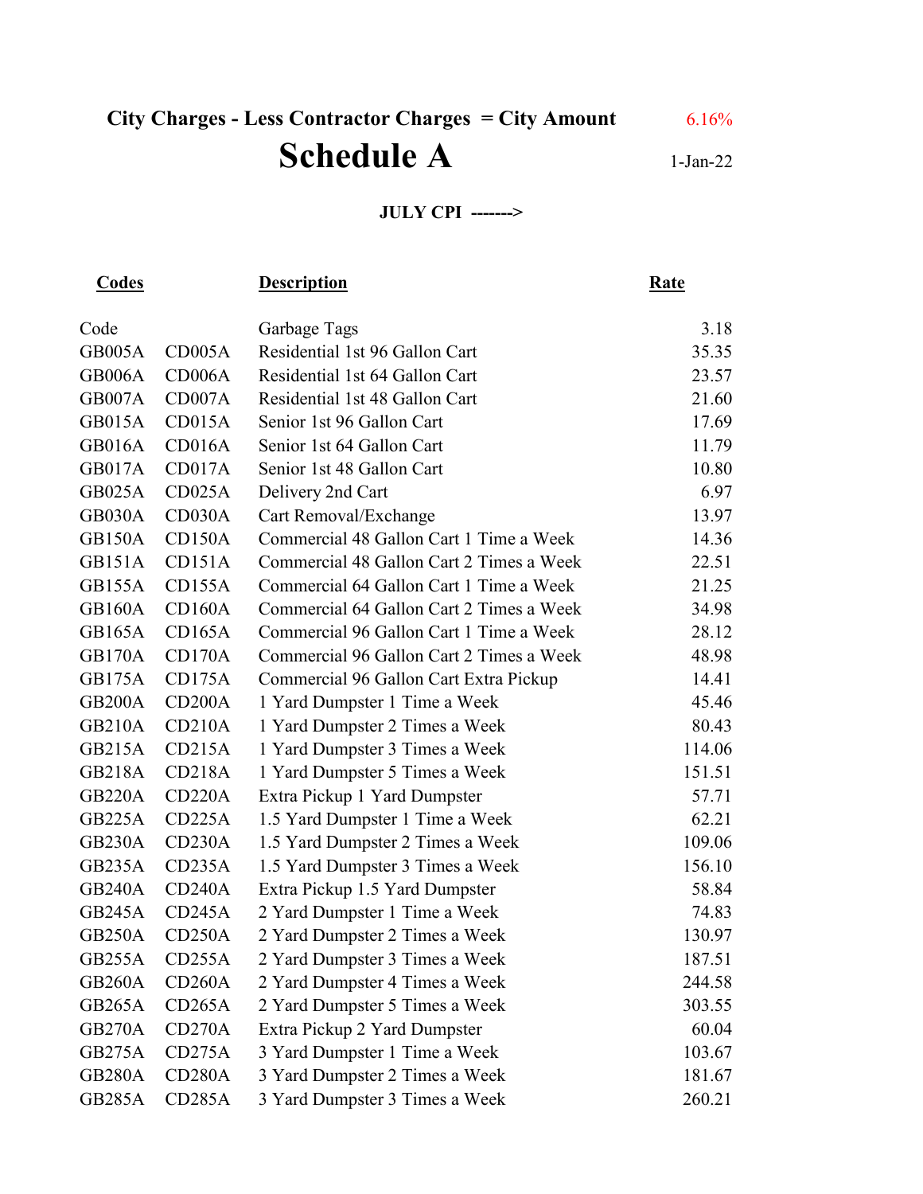**City Charges - Less Contractor Charges = City Amount** 6.16%

# Schedule A

1-Jan-22

**JULY CPI ------->**

| **Codes** | | **Description** | **Rate** |
|---|---|---|---|
| Code | | Garbage Tags | 3.18 |
| GB005A | CD005A | Residential 1st 96 Gallon Cart | 35.35 |
| GB006A | CD006A | Residential 1st 64 Gallon Cart | 23.57 |
| GB007A | CD007A | Residential 1st 48 Gallon Cart | 21.60 |
| GB015A | CD015A | Senior 1st 96 Gallon Cart | 17.69 |
| GB016A | CD016A | Senior 1st 64 Gallon Cart | 11.79 |
| GB017A | CD017A | Senior 1st 48 Gallon Cart | 10.80 |
| GB025A | CD025A | Delivery 2nd Cart | 6.97 |
| GB030A | CD030A | Cart Removal/Exchange | 13.97 |
| GB150A | CD150A | Commercial 48 Gallon Cart 1 Time a Week | 14.36 |
| GB151A | CD151A | Commercial 48 Gallon Cart 2 Times a Week | 22.51 |
| GB155A | CD155A | Commercial 64 Gallon Cart 1 Time a Week | 21.25 |
| GB160A | CD160A | Commercial 64 Gallon Cart 2 Times a Week | 34.98 |
| GB165A | CD165A | Commercial 96 Gallon Cart 1 Time a Week | 28.12 |
| GB170A | CD170A | Commercial 96 Gallon Cart 2 Times a Week | 48.98 |
| GB175A | CD175A | Commercial 96 Gallon Cart Extra Pickup | 14.41 |
| GB200A | CD200A | 1 Yard Dumpster 1 Time a Week | 45.46 |
| GB210A | CD210A | 1 Yard Dumpster 2 Times a Week | 80.43 |
| GB215A | CD215A | 1 Yard Dumpster 3 Times a Week | 114.06 |
| GB218A | CD218A | 1 Yard Dumpster 5 Times a Week | 151.51 |
| GB220A | CD220A | Extra Pickup 1 Yard Dumpster | 57.71 |
| GB225A | CD225A | 1.5 Yard Dumpster 1 Time a Week | 62.21 |
| GB230A | CD230A | 1.5 Yard Dumpster 2 Times a Week | 109.06 |
| GB235A | CD235A | 1.5 Yard Dumpster 3 Times a Week | 156.10 |
| GB240A | CD240A | Extra Pickup 1.5 Yard Dumpster | 58.84 |
| GB245A | CD245A | 2 Yard Dumpster 1 Time a Week | 74.83 |
| GB250A | CD250A | 2 Yard Dumpster 2 Times a Week | 130.97 |
| GB255A | CD255A | 2 Yard Dumpster 3 Times a Week | 187.51 |
| GB260A | CD260A | 2 Yard Dumpster 4 Times a Week | 244.58 |
| GB265A | CD265A | 2 Yard Dumpster 5 Times a Week | 303.55 |
| GB270A | CD270A | Extra Pickup 2 Yard Dumpster | 60.04 |
| GB275A | CD275A | 3 Yard Dumpster 1 Time a Week | 103.67 |
| GB280A | CD280A | 3 Yard Dumpster 2 Times a Week | 181.67 |
| GB285A | CD285A | 3 Yard Dumpster 3 Times a Week | 260.21 |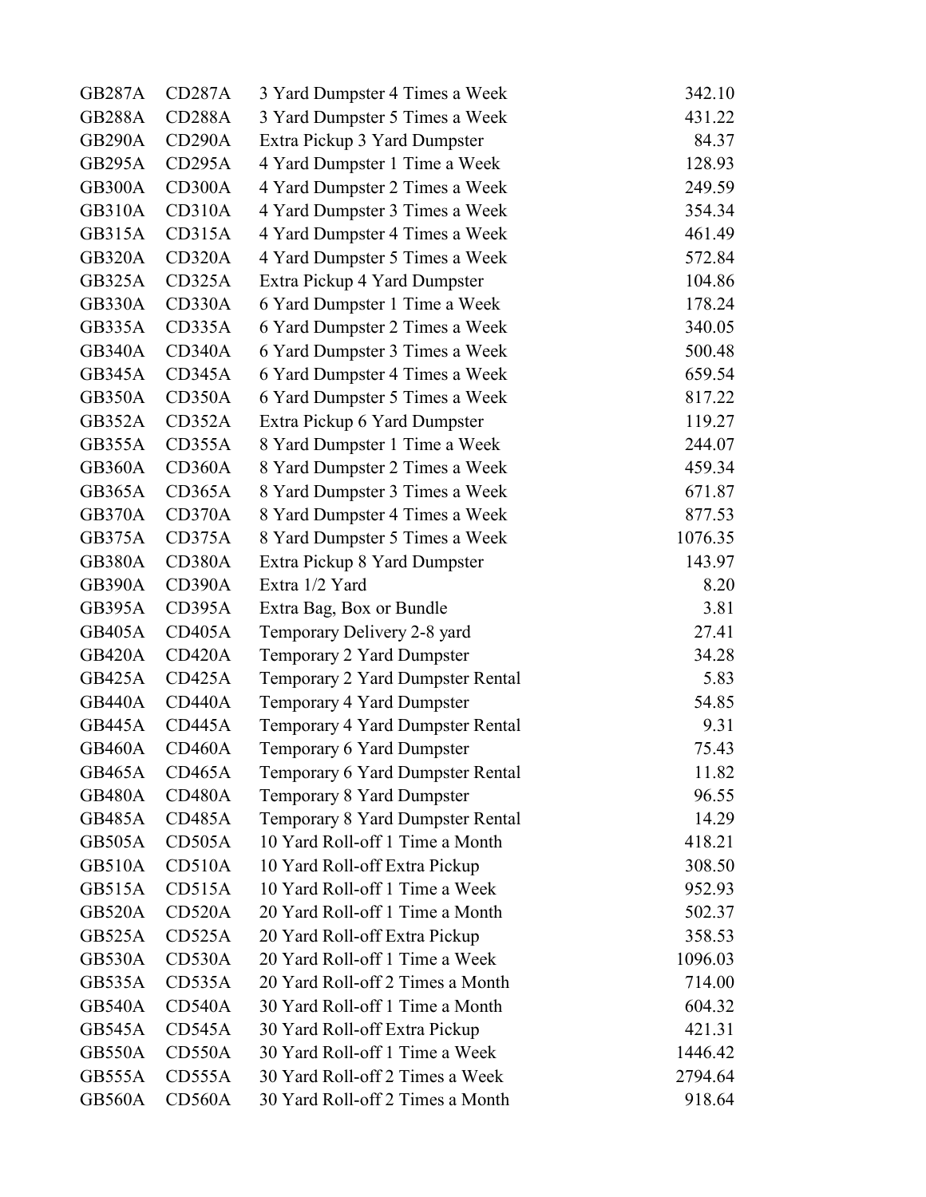| | | | |
|---|---|---|---|
| GB287A | CD287A | 3 Yard Dumpster 4 Times a Week | 342.10 |
| GB288A | CD288A | 3 Yard Dumpster 5 Times a Week | 431.22 |
| GB290A | CD290A | Extra Pickup 3 Yard Dumpster | 84.37 |
| GB295A | CD295A | 4 Yard Dumpster 1 Time a Week | 128.93 |
| GB300A | CD300A | 4 Yard Dumpster 2 Times a Week | 249.59 |
| GB310A | CD310A | 4 Yard Dumpster 3 Times a Week | 354.34 |
| GB315A | CD315A | 4 Yard Dumpster 4 Times a Week | 461.49 |
| GB320A | CD320A | 4 Yard Dumpster 5 Times a Week | 572.84 |
| GB325A | CD325A | Extra Pickup 4 Yard Dumpster | 104.86 |
| GB330A | CD330A | 6 Yard Dumpster 1 Time a Week | 178.24 |
| GB335A | CD335A | 6 Yard Dumpster 2 Times a Week | 340.05 |
| GB340A | CD340A | 6 Yard Dumpster 3 Times a Week | 500.48 |
| GB345A | CD345A | 6 Yard Dumpster 4 Times a Week | 659.54 |
| GB350A | CD350A | 6 Yard Dumpster 5 Times a Week | 817.22 |
| GB352A | CD352A | Extra Pickup 6 Yard Dumpster | 119.27 |
| GB355A | CD355A | 8 Yard Dumpster 1 Time a Week | 244.07 |
| GB360A | CD360A | 8 Yard Dumpster 2 Times a Week | 459.34 |
| GB365A | CD365A | 8 Yard Dumpster 3 Times a Week | 671.87 |
| GB370A | CD370A | 8 Yard Dumpster 4 Times a Week | 877.53 |
| GB375A | CD375A | 8 Yard Dumpster 5 Times a Week | 1076.35 |
| GB380A | CD380A | Extra Pickup 8 Yard Dumpster | 143.97 |
| GB390A | CD390A | Extra 1/2 Yard | 8.20 |
| GB395A | CD395A | Extra Bag, Box or Bundle | 3.81 |
| GB405A | CD405A | Temporary Delivery 2-8 yard | 27.41 |
| GB420A | CD420A | Temporary 2 Yard Dumpster | 34.28 |
| GB425A | CD425A | Temporary 2 Yard Dumpster Rental | 5.83 |
| GB440A | CD440A | Temporary 4 Yard Dumpster | 54.85 |
| GB445A | CD445A | Temporary 4 Yard Dumpster Rental | 9.31 |
| GB460A | CD460A | Temporary 6 Yard Dumpster | 75.43 |
| GB465A | CD465A | Temporary 6 Yard Dumpster Rental | 11.82 |
| GB480A | CD480A | Temporary 8 Yard Dumpster | 96.55 |
| GB485A | CD485A | Temporary 8 Yard Dumpster Rental | 14.29 |
| GB505A | CD505A | 10 Yard Roll-off 1 Time a Month | 418.21 |
| GB510A | CD510A | 10 Yard Roll-off Extra Pickup | 308.50 |
| GB515A | CD515A | 10 Yard Roll-off 1 Time a Week | 952.93 |
| GB520A | CD520A | 20 Yard Roll-off 1 Time a Month | 502.37 |
| GB525A | CD525A | 20 Yard Roll-off Extra Pickup | 358.53 |
| GB530A | CD530A | 20 Yard Roll-off 1 Time a Week | 1096.03 |
| GB535A | CD535A | 20 Yard Roll-off 2 Times a Month | 714.00 |
| GB540A | CD540A | 30 Yard Roll-off 1 Time a Month | 604.32 |
| GB545A | CD545A | 30 Yard Roll-off Extra Pickup | 421.31 |
| GB550A | CD550A | 30 Yard Roll-off 1 Time a Week | 1446.42 |
| GB555A | CD555A | 30 Yard Roll-off 2 Times a Week | 2794.64 |
| GB560A | CD560A | 30 Yard Roll-off 2 Times a Month | 918.64 |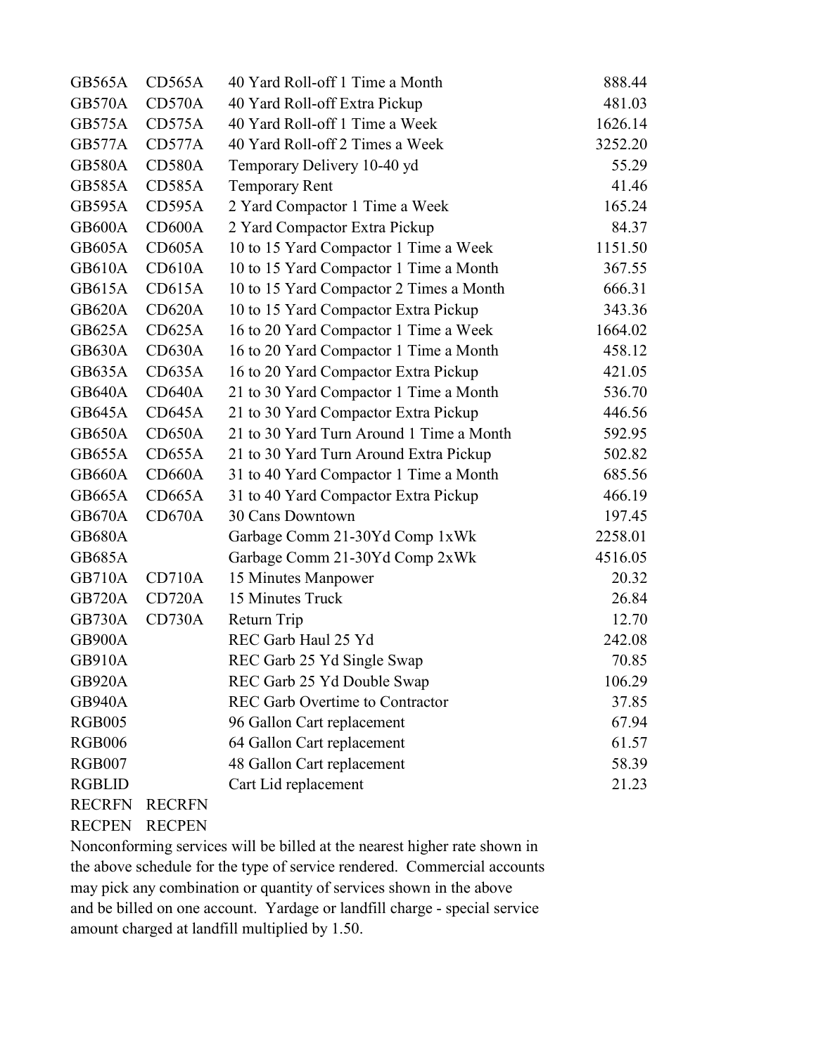| | | | |
|---|---|---|---|
| GB565A | CD565A | 40 Yard Roll-off 1 Time a Month | 888.44 |
| GB570A | CD570A | 40 Yard Roll-off Extra Pickup | 481.03 |
| GB575A | CD575A | 40 Yard Roll-off 1 Time a Week | 1626.14 |
| GB577A | CD577A | 40 Yard Roll-off 2 Times a Week | 3252.20 |
| GB580A | CD580A | Temporary Delivery 10-40 yd | 55.29 |
| GB585A | CD585A | Temporary Rent | 41.46 |
| GB595A | CD595A | 2 Yard Compactor 1 Time a Week | 165.24 |
| GB600A | CD600A | 2 Yard Compactor Extra Pickup | 84.37 |
| GB605A | CD605A | 10 to 15 Yard Compactor 1 Time a Week | 1151.50 |
| GB610A | CD610A | 10 to 15 Yard Compactor 1 Time a Month | 367.55 |
| GB615A | CD615A | 10 to 15 Yard Compactor 2 Times a Month | 666.31 |
| GB620A | CD620A | 10 to 15 Yard Compactor Extra Pickup | 343.36 |
| GB625A | CD625A | 16 to 20 Yard Compactor 1 Time a Week | 1664.02 |
| GB630A | CD630A | 16 to 20 Yard Compactor 1 Time a Month | 458.12 |
| GB635A | CD635A | 16 to 20 Yard Compactor Extra Pickup | 421.05 |
| GB640A | CD640A | 21 to 30 Yard Compactor 1 Time a Month | 536.70 |
| GB645A | CD645A | 21 to 30 Yard Compactor Extra Pickup | 446.56 |
| GB650A | CD650A | 21 to 30 Yard Turn Around 1 Time a Month | 592.95 |
| GB655A | CD655A | 21 to 30 Yard Turn Around Extra Pickup | 502.82 |
| GB660A | CD660A | 31 to 40 Yard Compactor 1 Time a Month | 685.56 |
| GB665A | CD665A | 31 to 40 Yard Compactor Extra Pickup | 466.19 |
| GB670A | CD670A | 30 Cans Downtown | 197.45 |
| GB680A | | Garbage Comm 21-30Yd Comp 1xWk | 2258.01 |
| GB685A | | Garbage Comm 21-30Yd Comp 2xWk | 4516.05 |
| GB710A | CD710A | 15 Minutes Manpower | 20.32 |
| GB720A | CD720A | 15 Minutes Truck | 26.84 |
| GB730A | CD730A | Return Trip | 12.70 |
| GB900A | | REC Garb Haul 25 Yd | 242.08 |
| GB910A | | REC Garb 25 Yd Single Swap | 70.85 |
| GB920A | | REC Garb 25 Yd Double Swap | 106.29 |
| GB940A | | REC Garb Overtime to Contractor | 37.85 |
| RGB005 | | 96 Gallon Cart replacement | 67.94 |
| RGB006 | | 64 Gallon Cart replacement | 61.57 |
| RGB007 | | 48 Gallon Cart replacement | 58.39 |
| RGBLID | | Cart Lid replacement | 21.23 |
| RECRFN | RECRFN | | |
| RECPEN | RECPEN | | |

Nonconforming services will be billed at the nearest higher rate shown in the above schedule for the type of service rendered. Commercial accounts may pick any combination or quantity of services shown in the above and be billed on one account. Yardage or landfill charge - special service amount charged at landfill multiplied by 1.50.